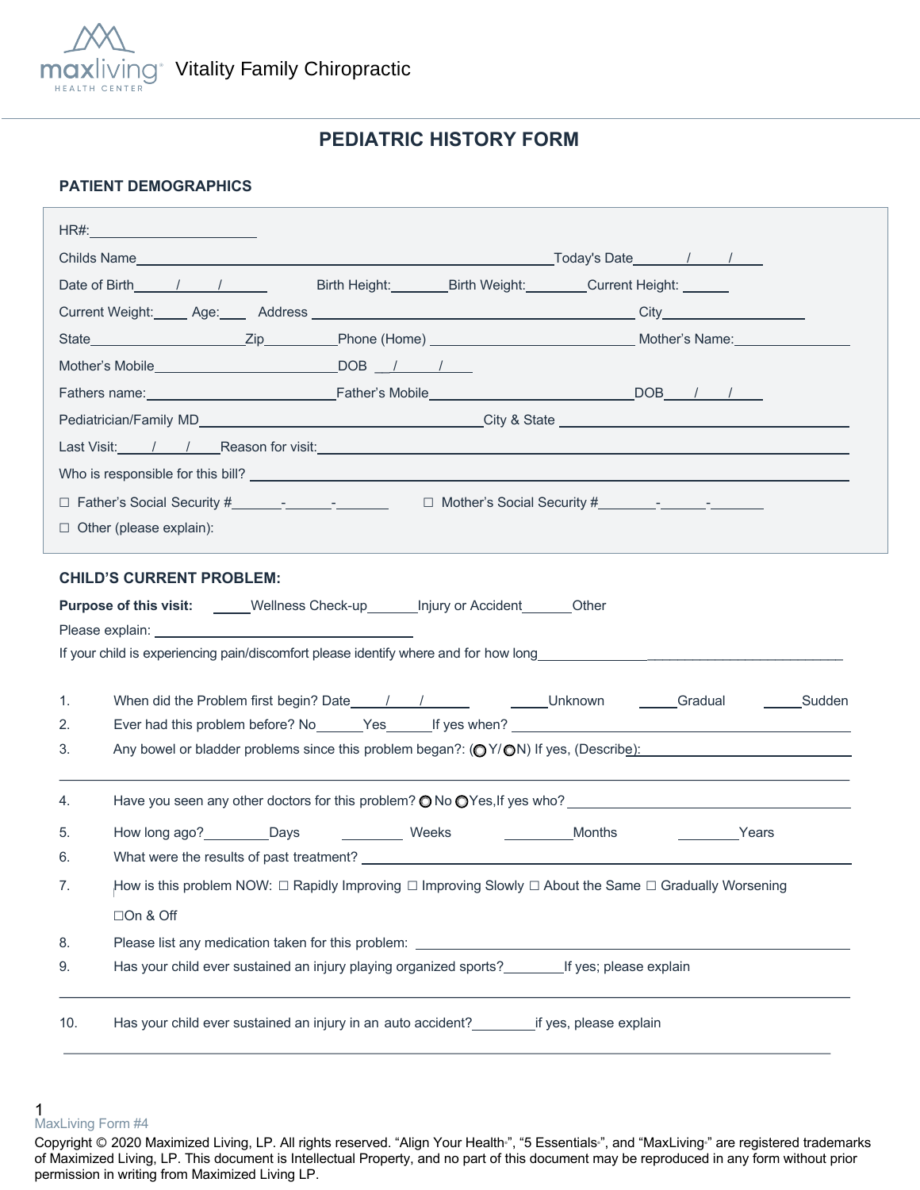maxliving HEALTH CENTER Vitality Family Chiropractic

# PEDIATRIC HISTORY FORM

## PATIENT DEMOGRAPHICS

HR#:____________________

Childs Name______________________________________________Today's Date_____/_____/_____

Date of Birth_____/_____/______ Birth Height:_______ Birth Weight:________ Current Height: ______

Current Weight:_____ Age:____ Address ______________________________________ City________________

State__________________Zip__________Phone (Home) ________________________ Mother's Name:_______________

Mother's Mobile_______________________DOB __/_____/_____

Fathers name:_______________________Father's Mobile________________________DOB____/____/_____

Pediatrician/Family MD_________________________________City & State ________________________________

Last Visit:____/____/____Reason for visit:_____________________________________________________________

Who is responsible for this bill? ______________________________________________________________________

☐ Father's Social Security #______-______-_______ ☐ Mother's Social Security #_______-______-_______

☐ Other (please explain):

## CHILD'S CURRENT PROBLEM:

**Purpose of this visit:** _____Wellness Check-up______Injury or Accident______Other

Please explain: ____________________________________

If your child is experiencing pain/discomfort please identify where and for how long__________________________________________

1. When did the Problem first begin? Date____/____/______ _____Unknown _____Gradual _____Sudden
2. Ever had this problem before? No______Yes______If yes when? ______________________________________
3. Any bowel or bladder problems since this problem began?: (◯ Y/ ◯N) If yes, (Describe):______________________

_______________________________________________________________________________

4. Have you seen any other doctors for this problem? ◯ No ◯Yes,If yes who? ______________________________
5. How long ago?_________Days ________ Weeks _________Months ________Years
6. What were the results of past treatment? _________________________________________________________
7. How is this problem NOW: ☐ Rapidly Improving ☐ Improving Slowly ☐ About the Same ☐ Gradually Worsening ☐On & Off
8. Please list any medication taken for this problem: ________________________________________________
9. Has your child ever sustained an injury playing organized sports?________If yes; please explain

_______________________________________________________________________________

10. Has your child ever sustained an injury in an auto accident?________if yes, please explain

_______________________________________________________________________________

MaxLiving Form #4

Copyright © 2020 Maximized Living, LP. All rights reserved. "Align Your Health", "5 Essentials", and "MaxLiving" are registered trademarks of Maximized Living, LP. This document is Intellectual Property, and no part of this document may be reproduced in any form without prior permission in writing from Maximized Living LP.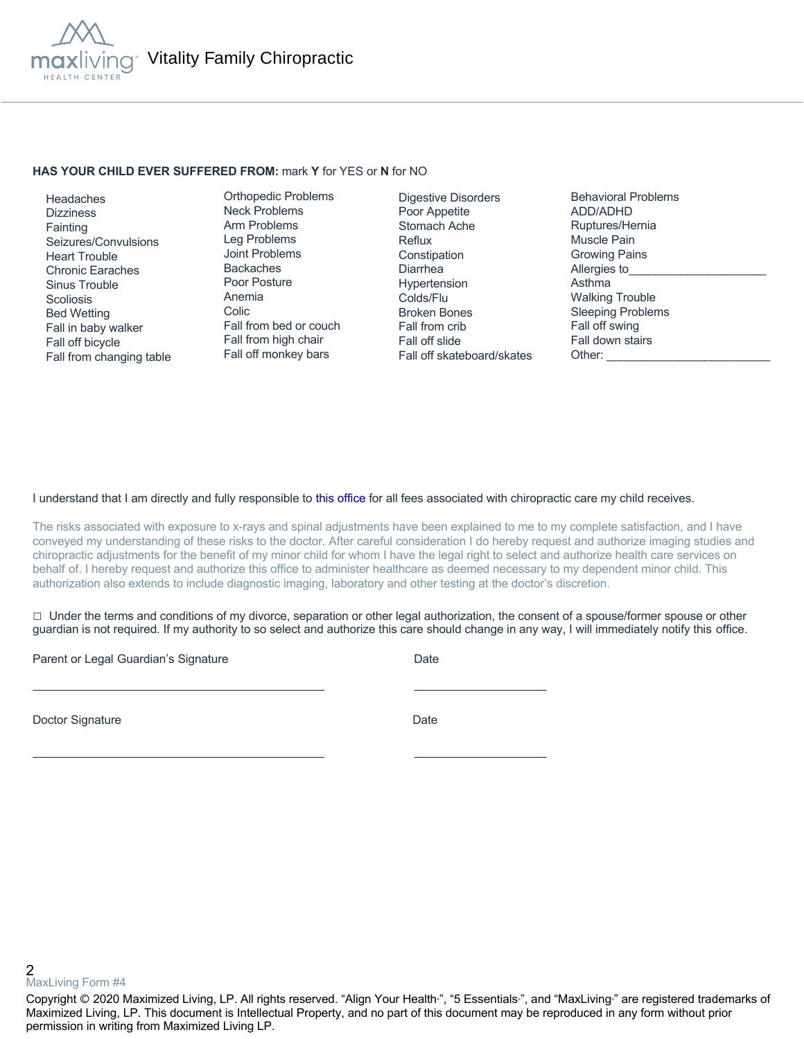Vitality Family Chiropractic

**HAS YOUR CHILD EVER SUFFERED FROM:** mark **Y** for YES or **N** for NO

| | | | |
|---|---|---|---|
| Headaches | Orthopedic Problems | Digestive Disorders | Behavioral Problems |
| Dizziness | Neck Problems | Poor Appetite | ADD/ADHD |
| Fainting | Arm Problems | Stomach Ache | Ruptures/Hernia |
| Seizures/Convulsions | Leg Problems | Reflux | Muscle Pain |
| Heart Trouble | Joint Problems | Constipation | Growing Pains |
| Chronic Earaches | Backaches | Diarrhea | Allergies to_____________________ |
| Sinus Trouble | Poor Posture | Hypertension | Asthma |
| Scoliosis | Anemia | Colds/Flu | Walking Trouble |
| Bed Wetting | Colic | Broken Bones | Sleeping Problems |
| Fall in baby walker | Fall from bed or couch | Fall from crib | Fall off swing |
| Fall off bicycle | Fall from high chair | Fall off slide | Fall down stairs |
| Fall from changing table | Fall off monkey bars | Fall off skateboard/skates | Other: _________________________ |

I understand that I am directly and fully responsible to this office for all fees associated with chiropractic care my child receives.

The risks associated with exposure to x-rays and spinal adjustments have been explained to me to my complete satisfaction, and I have conveyed my understanding of these risks to the doctor. After careful consideration I do hereby request and authorize imaging studies and chiropractic adjustments for the benefit of my minor child for whom I have the legal right to select and authorize health care services on behalf of. I hereby request and authorize this office to administer healthcare as deemed necessary to my dependent minor child. This authorization also extends to include diagnostic imaging, laboratory and other testing at the doctor's discretion.

☐ Under the terms and conditions of my divorce, separation or other legal authorization, the consent of a spouse/former spouse or other guardian is not required. If my authority to so select and authorize this care should change in any way, I will immediately notify this office.

Parent or Legal Guardian's Signature _______________________________ Date ____________________

Doctor Signature _______________________________ Date ____________________

MaxLiving Form #4

Copyright © 2020 Maximized Living, LP. All rights reserved. "Align Your Health®", "5 Essentials®", and "MaxLiving®" are registered trademarks of Maximized Living, LP. This document is Intellectual Property, and no part of this document may be reproduced in any form without prior permission in writing from Maximized Living LP.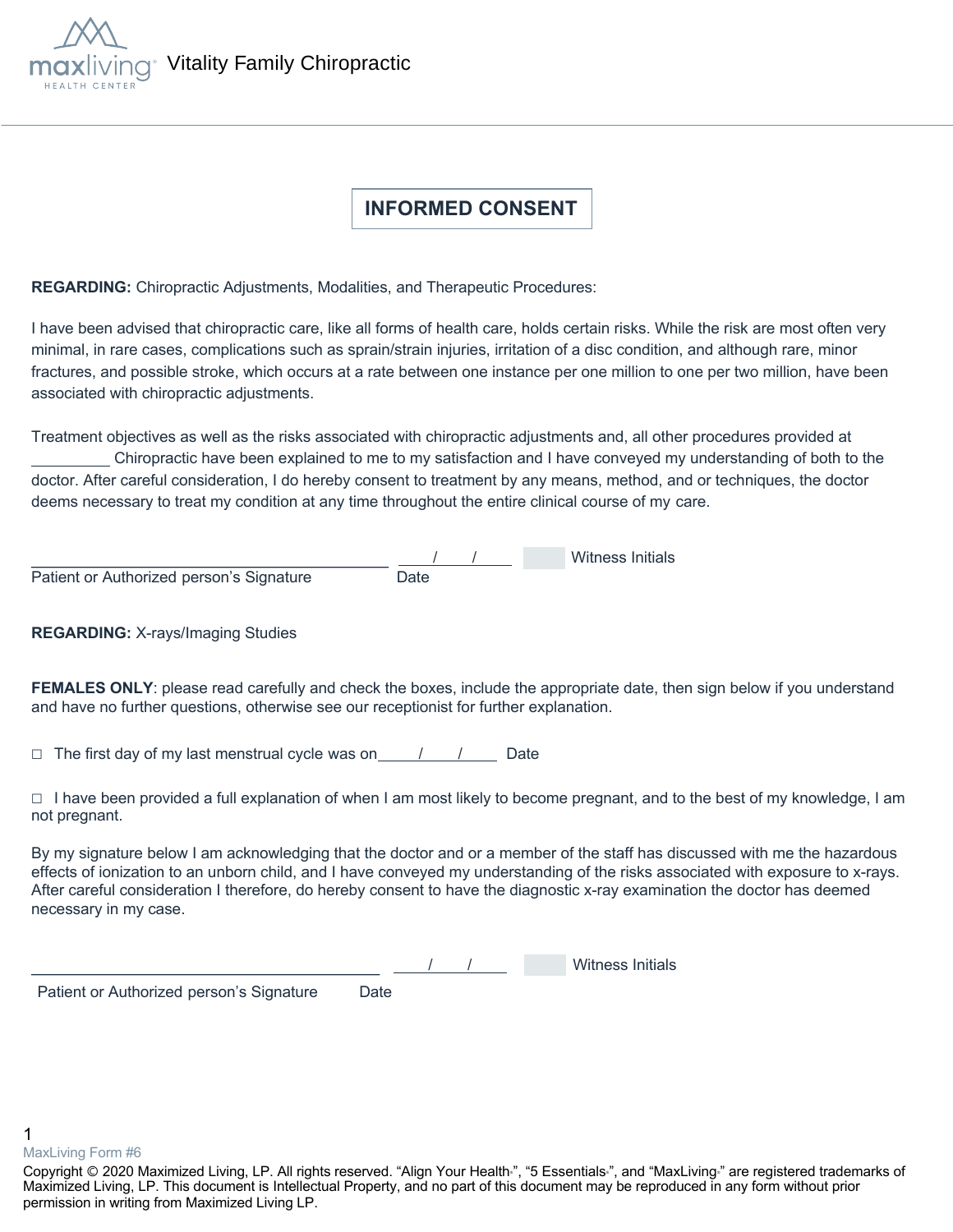Vitality Family Chiropractic

# INFORMED CONSENT

**REGARDING:** Chiropractic Adjustments, Modalities, and Therapeutic Procedures:

I have been advised that chiropractic care, like all forms of health care, holds certain risks. While the risk are most often very minimal, in rare cases, complications such as sprain/strain injuries, irritation of a disc condition, and although rare, minor fractures, and possible stroke, which occurs at a rate between one instance per one million to one per two million, have been associated with chiropractic adjustments.

Treatment objectives as well as the risks associated with chiropractic adjustments and, all other procedures provided at __________ Chiropractic have been explained to me to my satisfaction and I have conveyed my understanding of both to the doctor. After careful consideration, I do hereby consent to treatment by any means, method, and or techniques, the doctor deems necessary to treat my condition at any time throughout the entire clinical course of my care.

______________________________________ ____/____/____ Witness Initials ____

Patient or Authorized person's Signature Date

**REGARDING:** X-rays/Imaging Studies

**FEMALES ONLY**: please read carefully and check the boxes, include the appropriate date, then sign below if you understand and have no further questions, otherwise see our receptionist for further explanation.

☐ The first day of my last menstrual cycle was on____/____/____ Date

☐ I have been provided a full explanation of when I am most likely to become pregnant, and to the best of my knowledge, I am not pregnant.

By my signature below I am acknowledging that the doctor and or a member of the staff has discussed with me the hazardous effects of ionization to an unborn child, and I have conveyed my understanding of the risks associated with exposure to x-rays. After careful consideration I therefore, do hereby consent to have the diagnostic x-ray examination the doctor has deemed necessary in my case.

______________________________________ ____/____/____ Witness Initials ____

Patient or Authorized person's Signature Date

MaxLiving Form #6

Copyright © 2020 Maximized Living, LP. All rights reserved. "Align Your Health®", "5 Essentials®", and "MaxLiving®" are registered trademarks of Maximized Living, LP. This document is Intellectual Property, and no part of this document may be reproduced in any form without prior permission in writing from Maximized Living LP.